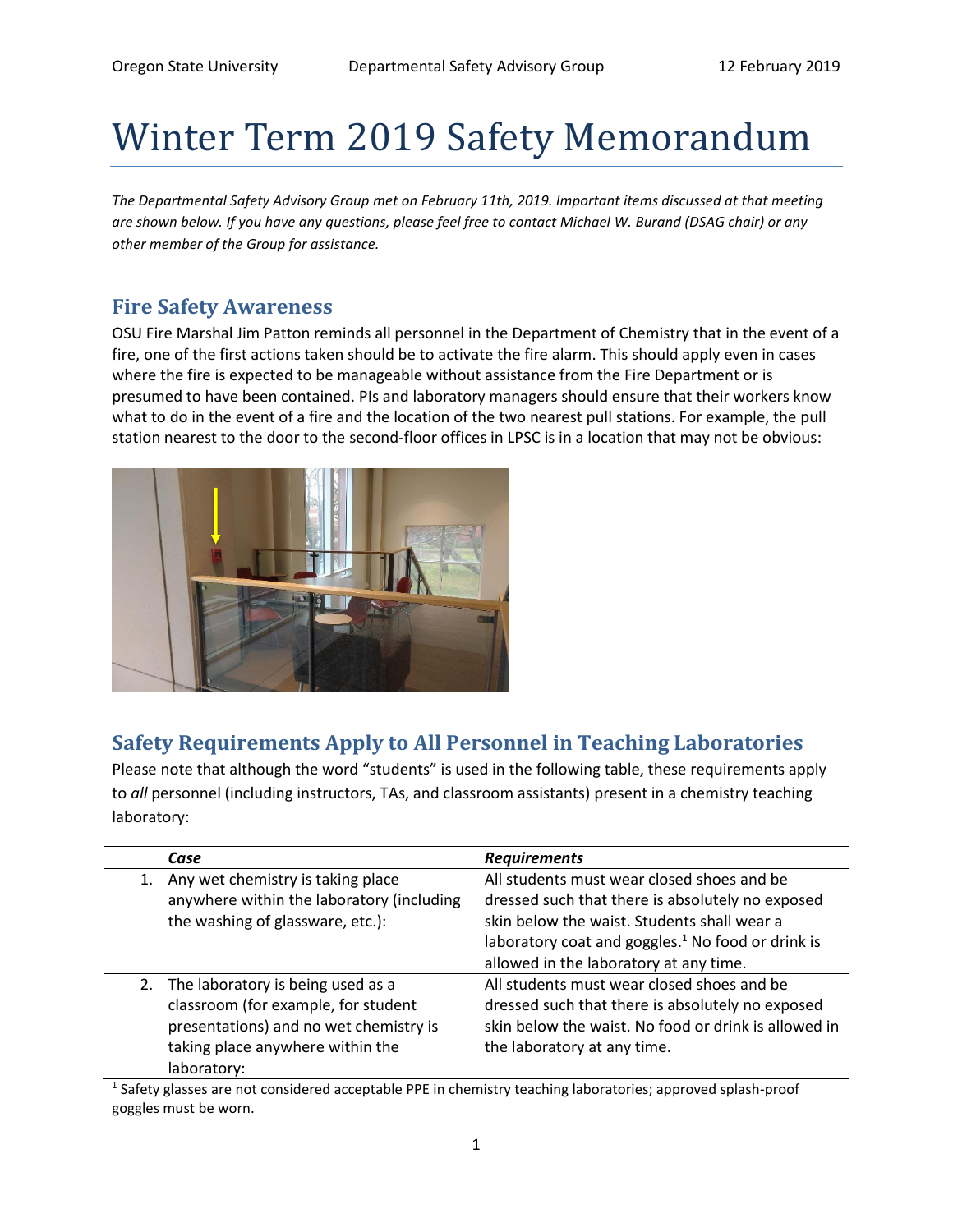# Winter Term 2019 Safety Memorandum

*The Departmental Safety Advisory Group met on February 11th, 2019. Important items discussed at that meeting are shown below. If you have any questions, please feel free to contact Michael W. Burand (DSAG chair) or any other member of the Group for assistance.*

## Fire Safety Awareness

OSU Fire Marshal Jim Patton reminds all personnel in the Department of Chemistry that in the event of a fire, one of the first actions taken should be to activate the fire alarm. This should apply even in cases where the fire is expected to be manageable without assistance from the Fire Department or is presumed to have been contained. PIs and laboratory managers should ensure that their workers know what to do in the event of a fire and the location of the two nearest pull stations. For example, the pull station nearest to the door to the second-floor offices in LPSC is in a location that may not be obvious:

## Safety Requirements Apply to All Personnel in Teaching Laboratories

Please note that although the word "students" is used in the following table, these requirements apply to *all* personnel (including instructors, TAs, and classroom assistants) present in a chemistry teaching laboratory:

| | *Case* | *Requirements* |
|---|---|---|
| 1. | Any wet chemistry is taking place anywhere within the laboratory (including the washing of glassware, etc.): | All students must wear closed shoes and be dressed such that there is absolutely no exposed skin below the waist. Students shall wear a laboratory coat and goggles.[1] No food or drink is allowed in the laboratory at any time. |
| 2. | The laboratory is being used as a classroom (for example, for student presentations) and no wet chemistry is taking place anywhere within the laboratory: | All students must wear closed shoes and be dressed such that there is absolutely no exposed skin below the waist. No food or drink is allowed in the laboratory at any time. |

[1] Safety glasses are not considered acceptable PPE in chemistry teaching laboratories; approved splash-proof goggles must be worn.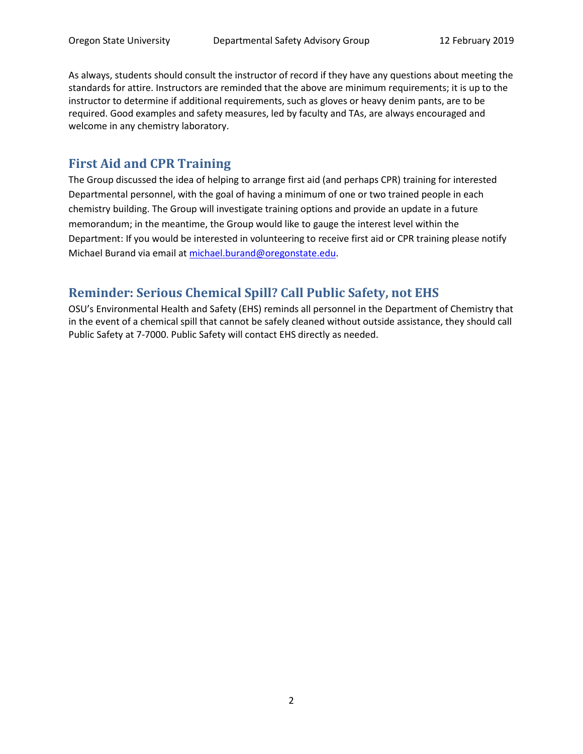As always, students should consult the instructor of record if they have any questions about meeting the standards for attire. Instructors are reminded that the above are minimum requirements; it is up to the instructor to determine if additional requirements, such as gloves or heavy denim pants, are to be required. Good examples and safety measures, led by faculty and TAs, are always encouraged and welcome in any chemistry laboratory.

## First Aid and CPR Training

The Group discussed the idea of helping to arrange first aid (and perhaps CPR) training for interested Departmental personnel, with the goal of having a minimum of one or two trained people in each chemistry building. The Group will investigate training options and provide an update in a future memorandum; in the meantime, the Group would like to gauge the interest level within the Department: If you would be interested in volunteering to receive first aid or CPR training please notify Michael Burand via email at [michael.burand@oregonstate.edu](mailto:michael.burand@oregonstate.edu).

## Reminder: Serious Chemical Spill? Call Public Safety, not EHS

OSU's Environmental Health and Safety (EHS) reminds all personnel in the Department of Chemistry that in the event of a chemical spill that cannot be safely cleaned without outside assistance, they should call Public Safety at 7-7000. Public Safety will contact EHS directly as needed.